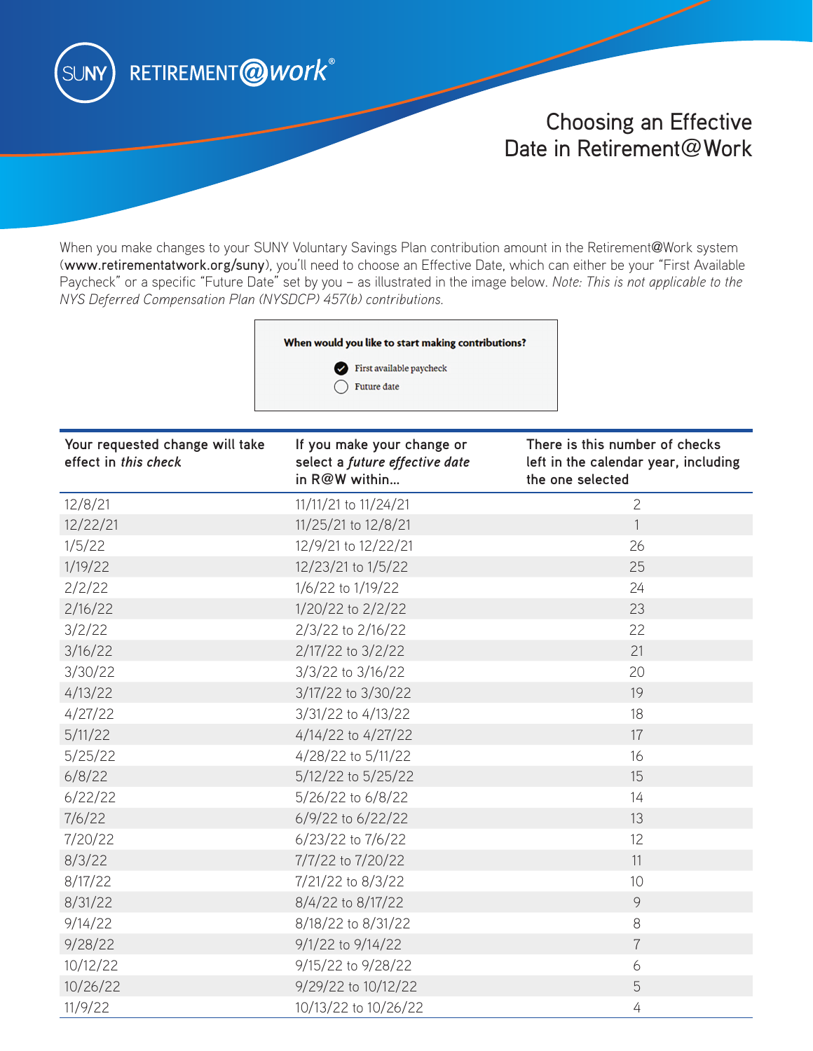SUNY RETIREMENT@work®

# Choosing an Effective Date in Retirement@Work

When you make changes to your SUNY Voluntary Savings Plan contribution amount in the Retirement@Work system (**www.retirementatwork.org/suny**), you'll need to choose an Effective Date, which can either be your "First Available Paycheck" or a specific "Future Date" set by you – as illustrated in the image below. *Note: This is not applicable to the NYS Deferred Compensation Plan (NYSDCP) 457(b) contributions.*

**When would you like to start making contributions?**

- ✔ First available paycheck
- ○ Future date

| Your requested change will take effect in *this check* | If you make your change or select a *future effective date* in R@W within... | There is this number of checks left in the calendar year, including the one selected |
|---|---|---|
| 12/8/21 | 11/11/21 to 11/24/21 | 2 |
| 12/22/21 | 11/25/21 to 12/8/21 | 1 |
| 1/5/22 | 12/9/21 to 12/22/21 | 26 |
| 1/19/22 | 12/23/21 to 1/5/22 | 25 |
| 2/2/22 | 1/6/22 to 1/19/22 | 24 |
| 2/16/22 | 1/20/22 to 2/2/22 | 23 |
| 3/2/22 | 2/3/22 to 2/16/22 | 22 |
| 3/16/22 | 2/17/22 to 3/2/22 | 21 |
| 3/30/22 | 3/3/22 to 3/16/22 | 20 |
| 4/13/22 | 3/17/22 to 3/30/22 | 19 |
| 4/27/22 | 3/31/22 to 4/13/22 | 18 |
| 5/11/22 | 4/14/22 to 4/27/22 | 17 |
| 5/25/22 | 4/28/22 to 5/11/22 | 16 |
| 6/8/22 | 5/12/22 to 5/25/22 | 15 |
| 6/22/22 | 5/26/22 to 6/8/22 | 14 |
| 7/6/22 | 6/9/22 to 6/22/22 | 13 |
| 7/20/22 | 6/23/22 to 7/6/22 | 12 |
| 8/3/22 | 7/7/22 to 7/20/22 | 11 |
| 8/17/22 | 7/21/22 to 8/3/22 | 10 |
| 8/31/22 | 8/4/22 to 8/17/22 | 9 |
| 9/14/22 | 8/18/22 to 8/31/22 | 8 |
| 9/28/22 | 9/1/22 to 9/14/22 | 7 |
| 10/12/22 | 9/15/22 to 9/28/22 | 6 |
| 10/26/22 | 9/29/22 to 10/12/22 | 5 |
| 11/9/22 | 10/13/22 to 10/26/22 | 4 |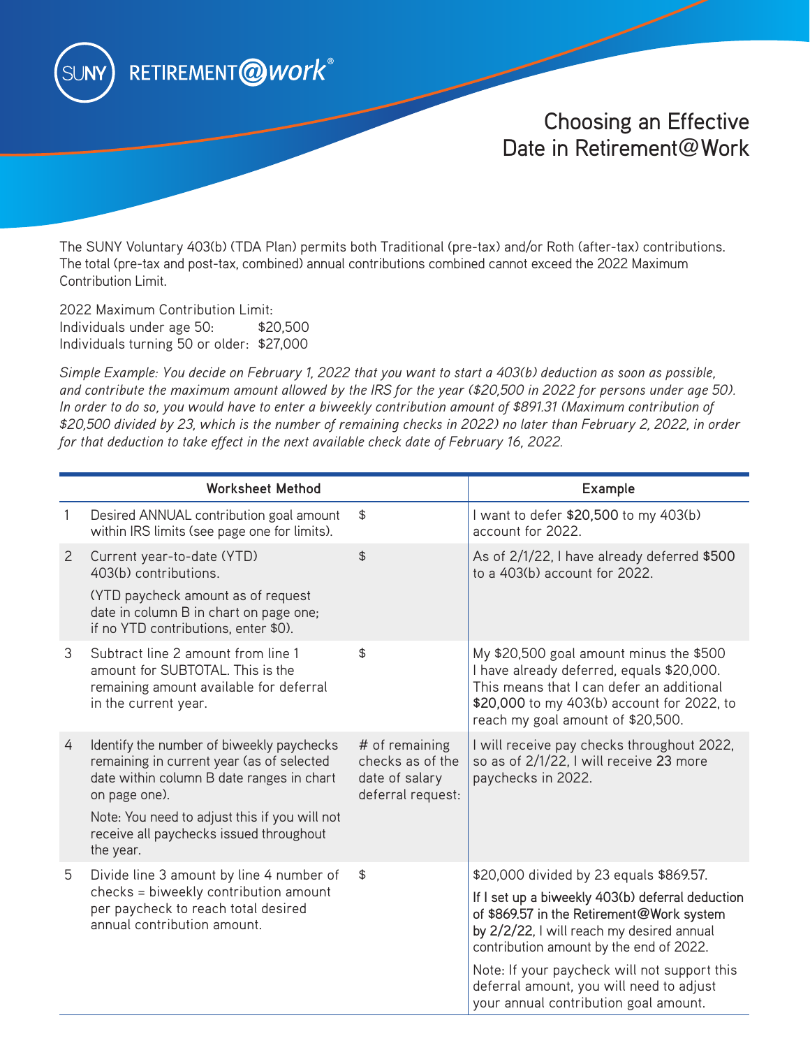SUNY RETIREMENT@work®

# Choosing an Effective Date in Retirement@Work

The SUNY Voluntary 403(b) (TDA Plan) permits both Traditional (pre-tax) and/or Roth (after-tax) contributions. The total (pre-tax and post-tax, combined) annual contributions combined cannot exceed the 2022 Maximum Contribution Limit.

2022 Maximum Contribution Limit:
Individuals under age 50: $20,500
Individuals turning 50 or older: $27,000

*Simple Example: You decide on February 1, 2022 that you want to start a 403(b) deduction as soon as possible, and contribute the maximum amount allowed by the IRS for the year ($20,500 in 2022 for persons under age 50). In order to do so, you would have to enter a biweekly contribution amount of $891.31 (Maximum contribution of $20,500 divided by 23, which is the number of remaining checks in 2022) no later than February 2, 2022, in order for that deduction to take effect in the next available check date of February 16, 2022.*

| | Worksheet Method | | Example |
|---|---|---|---|
| 1 | Desired ANNUAL contribution goal amount within IRS limits (see page one for limits). | $ | I want to defer **$20,500** to my 403(b) account for 2022. |
| 2 | Current year-to-date (YTD) 403(b) contributions.<br><br>(YTD paycheck amount as of request date in column B in chart on page one; if no YTD contributions, enter $0). | $ | As of 2/1/22, I have already deferred **$500** to a 403(b) account for 2022. |
| 3 | Subtract line 2 amount from line 1 amount for SUBTOTAL. This is the remaining amount available for deferral in the current year. | $ | My $20,500 goal amount minus the $500 I have already deferred, equals $20,000. This means that I can defer an additional **$20,000** to my 403(b) account for 2022, to reach my goal amount of $20,500. |
| 4 | Identify the number of biweekly paychecks remaining in current year (as of selected date within column B date ranges in chart on page one).<br><br>Note: You need to adjust this if you will not receive all paychecks issued throughout the year. | # of remaining checks as of the date of salary deferral request: | I will receive pay checks throughout 2022, so as of 2/1/22, I will receive **23** more paychecks in 2022. |
| 5 | Divide line 3 amount by line 4 number of checks = biweekly contribution amount per paycheck to reach total desired annual contribution amount. | $ | $20,000 divided by 23 equals $869.57.<br><br>**If I set up a biweekly 403(b) deferral deduction of $869.57 in the Retirement@Work system by 2/2/22**, I will reach my desired annual contribution amount by the end of 2022.<br><br>Note: If your paycheck will not support this deferral amount, you will need to adjust your annual contribution goal amount. |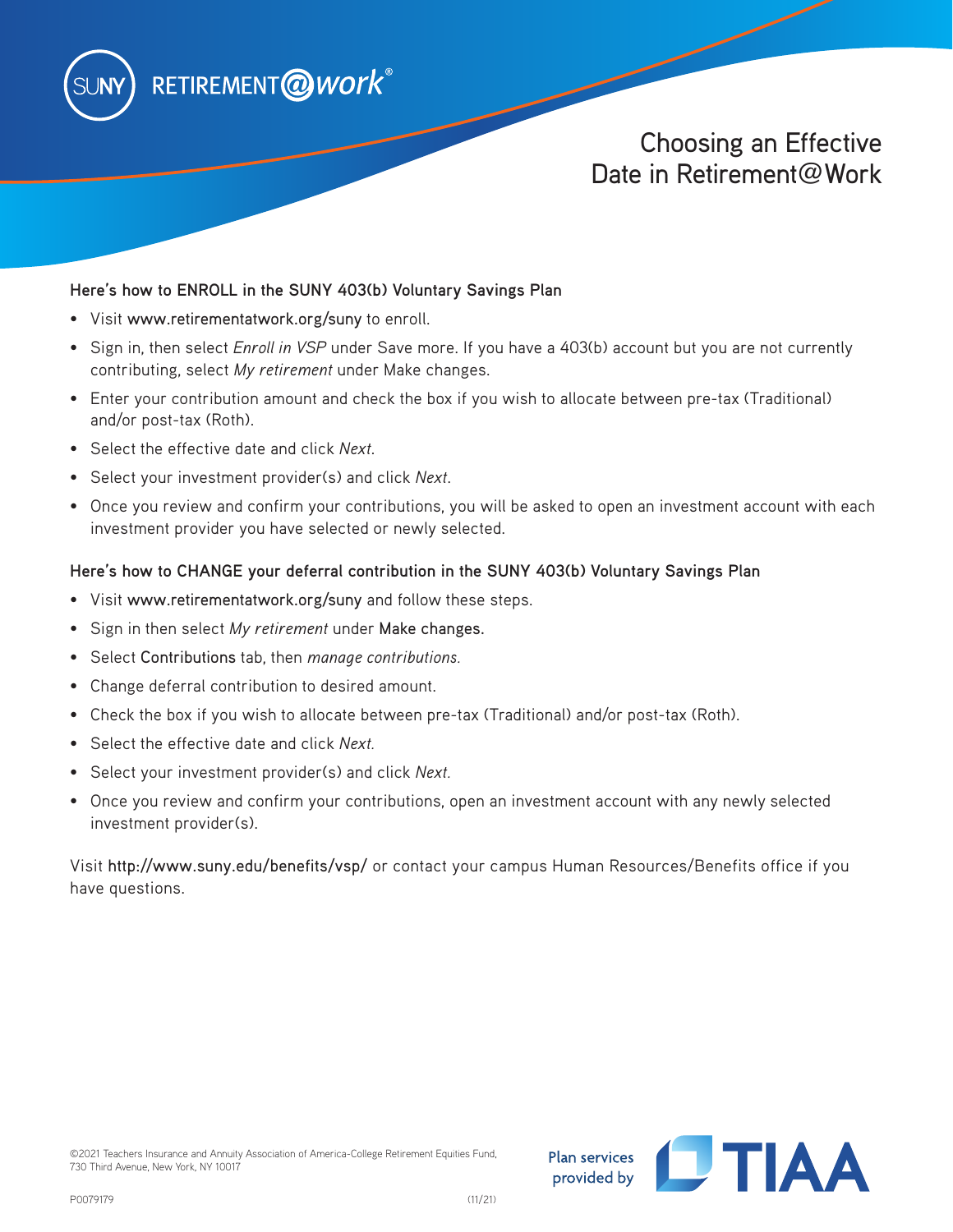SUNY RETIREMENT@work®

# Choosing an Effective Date in Retirement@Work

**Here's how to ENROLL in the SUNY 403(b) Voluntary Savings Plan**

- Visit www.retirementatwork.org/suny to enroll.
- Sign in, then select *Enroll in VSP* under Save more. If you have a 403(b) account but you are not currently contributing, select *My retirement* under Make changes.
- Enter your contribution amount and check the box if you wish to allocate between pre-tax (Traditional) and/or post-tax (Roth).
- Select the effective date and click *Next*.
- Select your investment provider(s) and click *Next*.
- Once you review and confirm your contributions, you will be asked to open an investment account with each investment provider you have selected or newly selected.

**Here's how to CHANGE your deferral contribution in the SUNY 403(b) Voluntary Savings Plan**

- Visit www.retirementatwork.org/suny and follow these steps.
- Sign in then select *My retirement* under Make changes.
- Select Contributions tab, then *manage contributions*.
- Change deferral contribution to desired amount.
- Check the box if you wish to allocate between pre-tax (Traditional) and/or post-tax (Roth).
- Select the effective date and click *Next*.
- Select your investment provider(s) and click *Next*.
- Once you review and confirm your contributions, open an investment account with any newly selected investment provider(s).

Visit http://www.suny.edu/benefits/vsp/ or contact your campus Human Resources/Benefits office if you have questions.

©2021 Teachers Insurance and Annuity Association of America-College Retirement Equities Fund, 730 Third Avenue, New York, NY 10017

Plan services provided by TIAA

P0079179 (11/21)